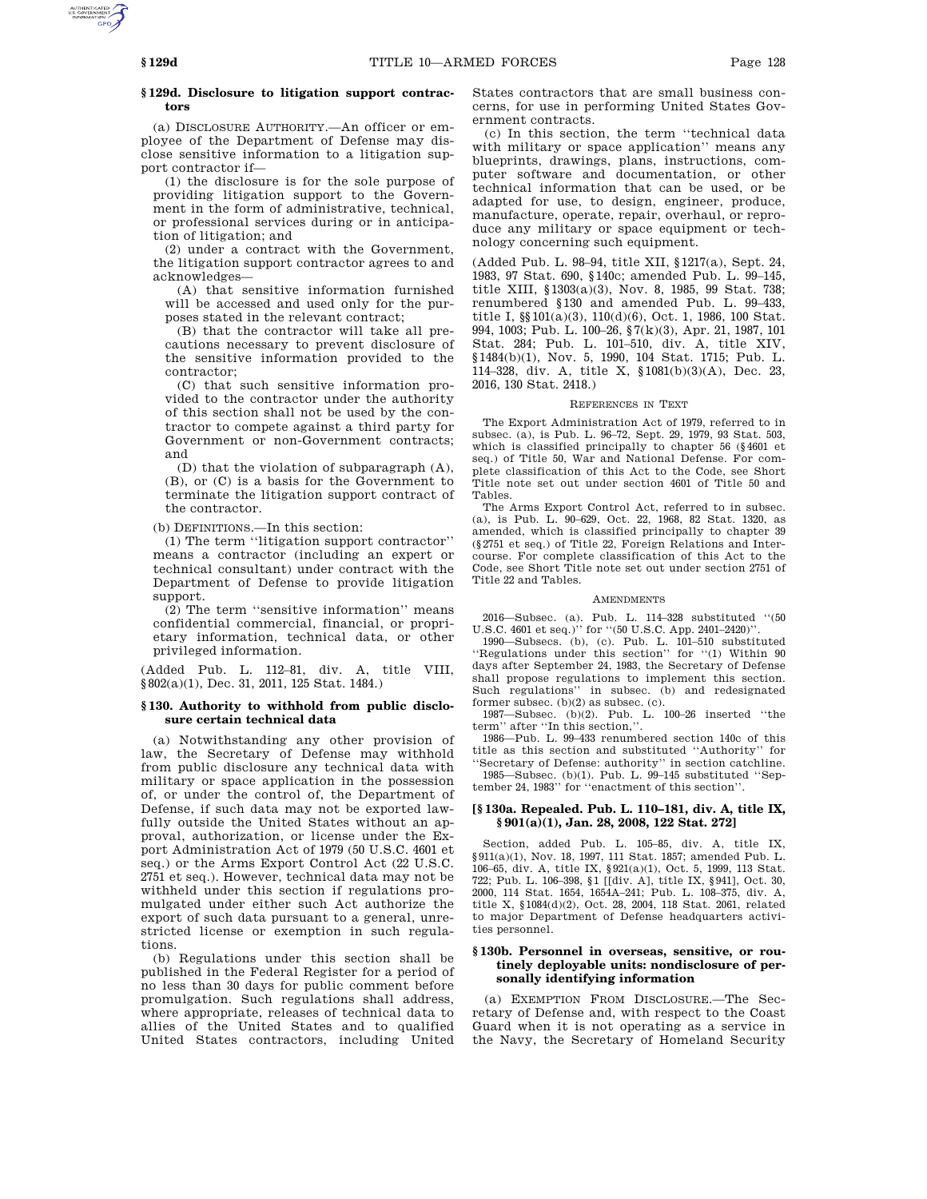### § 129d. Disclosure to litigation support contractors

(a) DISCLOSURE AUTHORITY.—An officer or employee of the Department of Defense may disclose sensitive information to a litigation support contractor if—

(1) the disclosure is for the sole purpose of providing litigation support to the Government in the form of administrative, technical, or professional services during or in anticipation of litigation; and

(2) under a contract with the Government, the litigation support contractor agrees to and acknowledges—

(A) that sensitive information furnished will be accessed and used only for the purposes stated in the relevant contract;

(B) that the contractor will take all precautions necessary to prevent disclosure of the sensitive information provided to the contractor;

(C) that such sensitive information provided to the contractor under the authority of this section shall not be used by the contractor to compete against a third party for Government or non-Government contracts; and

(D) that the violation of subparagraph (A), (B), or (C) is a basis for the Government to terminate the litigation support contract of the contractor.

(b) DEFINITIONS.—In this section:

(1) The term ''litigation support contractor'' means a contractor (including an expert or technical consultant) under contract with the Department of Defense to provide litigation support.

(2) The term ''sensitive information'' means confidential commercial, financial, or proprietary information, technical data, or other privileged information.

(Added Pub. L. 112–81, div. A, title VIII, § 802(a)(1), Dec. 31, 2011, 125 Stat. 1484.)

### § 130. Authority to withhold from public disclosure certain technical data

(a) Notwithstanding any other provision of law, the Secretary of Defense may withhold from public disclosure any technical data with military or space application in the possession of, or under the control of, the Department of Defense, if such data may not be exported lawfully outside the United States without an approval, authorization, or license under the Export Administration Act of 1979 (50 U.S.C. 4601 et seq.) or the Arms Export Control Act (22 U.S.C. 2751 et seq.). However, technical data may not be withheld under this section if regulations promulgated under either such Act authorize the export of such data pursuant to a general, unrestricted license or exemption in such regulations.

(b) Regulations under this section shall be published in the Federal Register for a period of no less than 30 days for public comment before promulgation. Such regulations shall address, where appropriate, releases of technical data to allies of the United States and to qualified United States contractors, including United States contractors that are small business concerns, for use in performing United States Government contracts.

(c) In this section, the term ''technical data with military or space application'' means any blueprints, drawings, plans, instructions, computer software and documentation, or other technical information that can be used, or be adapted for use, to design, engineer, produce, manufacture, operate, repair, overhaul, or reproduce any military or space equipment or technology concerning such equipment.

(Added Pub. L. 98–94, title XII, § 1217(a), Sept. 24, 1983, 97 Stat. 690, § 140c; amended Pub. L. 99–145, title XIII, § 1303(a)(3), Nov. 8, 1985, 99 Stat. 738; renumbered § 130 and amended Pub. L. 99–433, title I, §§ 101(a)(3), 110(d)(6), Oct. 1, 1986, 100 Stat. 994, 1003; Pub. L. 100–26, § 7(k)(3), Apr. 21, 1987, 101 Stat. 284; Pub. L. 101–510, div. A, title XIV, § 1484(b)(1), Nov. 5, 1990, 104 Stat. 1715; Pub. L. 114–328, div. A, title X, § 1081(b)(3)(A), Dec. 23, 2016, 130 Stat. 2418.)

#### REFERENCES IN TEXT

The Export Administration Act of 1979, referred to in subsec. (a), is Pub. L. 96–72, Sept. 29, 1979, 93 Stat. 503, which is classified principally to chapter 56 (§ 4601 et seq.) of Title 50, War and National Defense. For complete classification of this Act to the Code, see Short Title note set out under section 4601 of Title 50 and Tables.

The Arms Export Control Act, referred to in subsec. (a), is Pub. L. 90–629, Oct. 22, 1968, 82 Stat. 1320, as amended, which is classified principally to chapter 39 (§ 2751 et seq.) of Title 22, Foreign Relations and Intercourse. For complete classification of this Act to the Code, see Short Title note set out under section 2751 of Title 22 and Tables.

#### AMENDMENTS

2016—Subsec. (a). Pub. L. 114–328 substituted ''(50 U.S.C. 4601 et seq.)'' for ''(50 U.S.C. App. 2401–2420)''.

1990—Subsecs. (b), (c). Pub. L. 101–510 substituted ''Regulations under this section'' for ''(1) Within 90 days after September 24, 1983, the Secretary of Defense shall propose regulations to implement this section. Such regulations'' in subsec. (b) and redesignated former subsec. (b)(2) as subsec. (c).

1987—Subsec. (b)(2). Pub. L. 100–26 inserted ''the term'' after ''In this section,''.

1986—Pub. L. 99–433 renumbered section 140c of this title as this section and substituted ''Authority'' for ''Secretary of Defense: authority'' in section catchline.

1985—Subsec. (b)(1). Pub. L. 99–145 substituted ''September 24, 1983'' for ''enactment of this section''.

### [§ 130a. Repealed. Pub. L. 110–181, div. A, title IX, § 901(a)(1), Jan. 28, 2008, 122 Stat. 272]

Section, added Pub. L. 105–85, div. A, title IX, § 911(a)(1), Nov. 18, 1997, 111 Stat. 1857; amended Pub. L. 106–65, div. A, title IX, § 921(a)(1), Oct. 5, 1999, 113 Stat. 722; Pub. L. 106–398, § 1 [[div. A], title IX, § 941], Oct. 30, 2000, 114 Stat. 1654, 1654A–241; Pub. L. 108–375, div. A, title X, § 1084(d)(2), Oct. 28, 2004, 118 Stat. 2061, related to major Department of Defense headquarters activities personnel.

### § 130b. Personnel in overseas, sensitive, or routinely deployable units: nondisclosure of personally identifying information

(a) EXEMPTION FROM DISCLOSURE.—The Secretary of Defense and, with respect to the Coast Guard when it is not operating as a service in the Navy, the Secretary of Homeland Security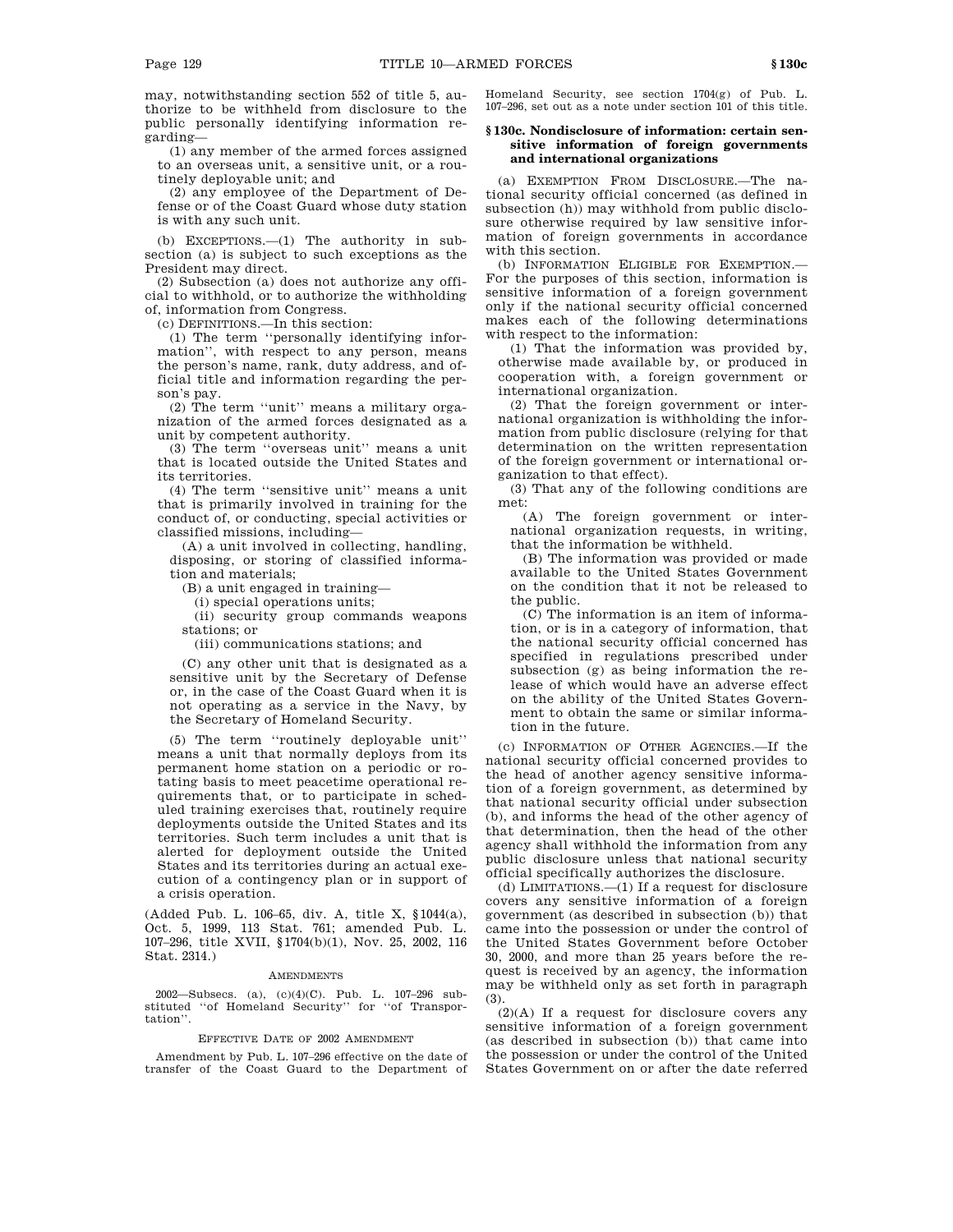may, notwithstanding section 552 of title 5, authorize to be withheld from disclosure to the public personally identifying information regarding—

(1) any member of the armed forces assigned to an overseas unit, a sensitive unit, or a routinely deployable unit; and

(2) any employee of the Department of Defense or of the Coast Guard whose duty station is with any such unit.

(b) EXCEPTIONS.—(1) The authority in subsection (a) is subject to such exceptions as the President may direct.

(2) Subsection (a) does not authorize any official to withhold, or to authorize the withholding of, information from Congress.

(c) DEFINITIONS.—In this section:

(1) The term ''personally identifying information'', with respect to any person, means the person's name, rank, duty address, and official title and information regarding the person's pay.

(2) The term ''unit'' means a military organization of the armed forces designated as a unit by competent authority.

(3) The term ''overseas unit'' means a unit that is located outside the United States and its territories.

(4) The term ''sensitive unit'' means a unit that is primarily involved in training for the conduct of, or conducting, special activities or classified missions, including—

(A) a unit involved in collecting, handling, disposing, or storing of classified information and materials;

(B) a unit engaged in training—

(i) special operations units;

(ii) security group commands weapons stations; or

(iii) communications stations; and

(C) any other unit that is designated as a sensitive unit by the Secretary of Defense or, in the case of the Coast Guard when it is not operating as a service in the Navy, by the Secretary of Homeland Security.

(5) The term ''routinely deployable unit'' means a unit that normally deploys from its permanent home station on a periodic or rotating basis to meet peacetime operational requirements that, or to participate in scheduled training exercises that, routinely require deployments outside the United States and its territories. Such term includes a unit that is alerted for deployment outside the United States and its territories during an actual execution of a contingency plan or in support of a crisis operation.

(Added Pub. L. 106–65, div. A, title X, §1044(a), Oct. 5, 1999, 113 Stat. 761; amended Pub. L. 107–296, title XVII, §1704(b)(1), Nov. 25, 2002, 116 Stat. 2314.)

AMENDMENTS

2002—Subsecs. (a), (c)(4)(C). Pub. L. 107–296 substituted ''of Homeland Security'' for ''of Transportation''.

EFFECTIVE DATE OF 2002 AMENDMENT

Amendment by Pub. L. 107–296 effective on the date of transfer of the Coast Guard to the Department of Homeland Security, see section 1704(g) of Pub. L. 107–296, set out as a note under section 101 of this title.

### §130c. Nondisclosure of information: certain sensitive information of foreign governments and international organizations

(a) EXEMPTION FROM DISCLOSURE.—The national security official concerned (as defined in subsection (h)) may withhold from public disclosure otherwise required by law sensitive information of foreign governments in accordance with this section.

(b) INFORMATION ELIGIBLE FOR EXEMPTION.—For the purposes of this section, information is sensitive information of a foreign government only if the national security official concerned makes each of the following determinations with respect to the information:

(1) That the information was provided by, otherwise made available by, or produced in cooperation with, a foreign government or international organization.

(2) That the foreign government or international organization is withholding the information from public disclosure (relying for that determination on the written representation of the foreign government or international organization to that effect).

(3) That any of the following conditions are met:

(A) The foreign government or international organization requests, in writing, that the information be withheld.

(B) The information was provided or made available to the United States Government on the condition that it not be released to the public.

(C) The information is an item of information, or is in a category of information, that the national security official concerned has specified in regulations prescribed under subsection (g) as being information the release of which would have an adverse effect on the ability of the United States Government to obtain the same or similar information in the future.

(c) INFORMATION OF OTHER AGENCIES.—If the national security official concerned provides to the head of another agency sensitive information of a foreign government, as determined by that national security official under subsection (b), and informs the head of the other agency of that determination, then the head of the other agency shall withhold the information from any public disclosure unless that national security official specifically authorizes the disclosure.

(d) LIMITATIONS.—(1) If a request for disclosure covers any sensitive information of a foreign government (as described in subsection (b)) that came into the possession or under the control of the United States Government before October 30, 2000, and more than 25 years before the request is received by an agency, the information may be withheld only as set forth in paragraph (3).

(2)(A) If a request for disclosure covers any sensitive information of a foreign government (as described in subsection (b)) that came into the possession or under the control of the United States Government on or after the date referred